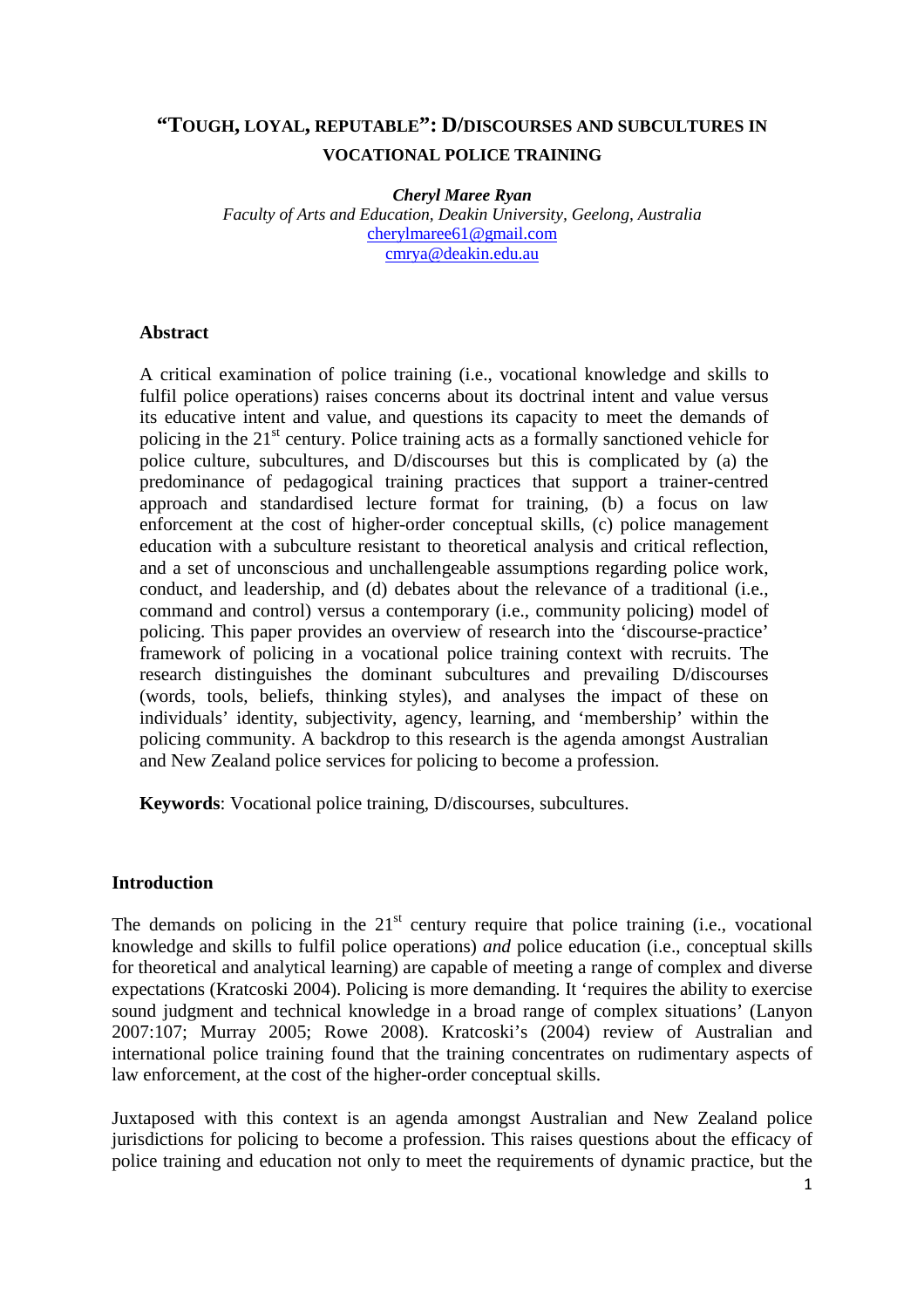# "TOUGH, LOYAL, REPUTABLE": D/DISCOURSES AND SUBCULTURES IN VOCATIONAL POLICE TRAINING

***Cheryl Maree Ryan***
*Faculty of Arts and Education, Deakin University, Geelong, Australia*
cherylmaree61@gmail.com
cmrya@deakin.edu.au

### Abstract

A critical examination of police training (i.e., vocational knowledge and skills to fulfil police operations) raises concerns about its doctrinal intent and value versus its educative intent and value, and questions its capacity to meet the demands of policing in the 21st century. Police training acts as a formally sanctioned vehicle for police culture, subcultures, and D/discourses but this is complicated by (a) the predominance of pedagogical training practices that support a trainer-centred approach and standardised lecture format for training, (b) a focus on law enforcement at the cost of higher-order conceptual skills, (c) police management education with a subculture resistant to theoretical analysis and critical reflection, and a set of unconscious and unchallengeable assumptions regarding police work, conduct, and leadership, and (d) debates about the relevance of a traditional (i.e., command and control) versus a contemporary (i.e., community policing) model of policing. This paper provides an overview of research into the 'discourse-practice' framework of policing in a vocational police training context with recruits. The research distinguishes the dominant subcultures and prevailing D/discourses (words, tools, beliefs, thinking styles), and analyses the impact of these on individuals' identity, subjectivity, agency, learning, and 'membership' within the policing community. A backdrop to this research is the agenda amongst Australian and New Zealand police services for policing to become a profession.

**Keywords**: Vocational police training, D/discourses, subcultures.

### Introduction

The demands on policing in the 21st century require that police training (i.e., vocational knowledge and skills to fulfil police operations) *and* police education (i.e., conceptual skills for theoretical and analytical learning) are capable of meeting a range of complex and diverse expectations (Kratcoski 2004). Policing is more demanding. It 'requires the ability to exercise sound judgment and technical knowledge in a broad range of complex situations' (Lanyon 2007:107; Murray 2005; Rowe 2008). Kratcoski's (2004) review of Australian and international police training found that the training concentrates on rudimentary aspects of law enforcement, at the cost of the higher-order conceptual skills.

Juxtaposed with this context is an agenda amongst Australian and New Zealand police jurisdictions for policing to become a profession. This raises questions about the efficacy of police training and education not only to meet the requirements of dynamic practice, but the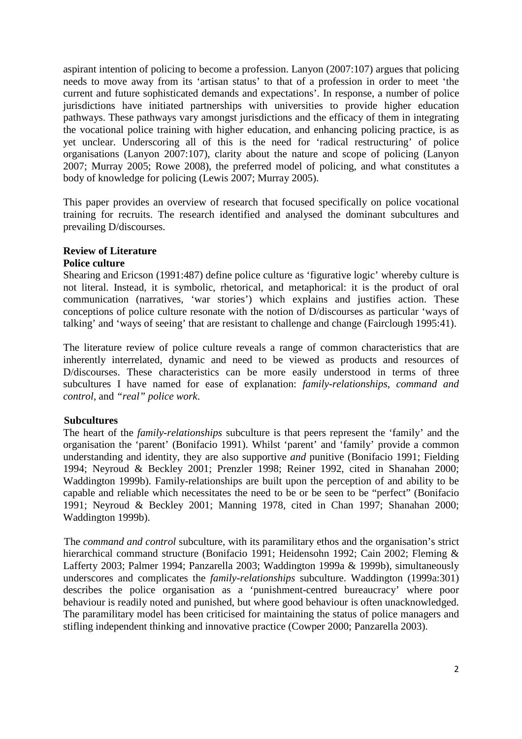aspirant intention of policing to become a profession. Lanyon (2007:107) argues that policing needs to move away from its 'artisan status' to that of a profession in order to meet 'the current and future sophisticated demands and expectations'. In response, a number of police jurisdictions have initiated partnerships with universities to provide higher education pathways. These pathways vary amongst jurisdictions and the efficacy of them in integrating the vocational police training with higher education, and enhancing policing practice, is as yet unclear. Underscoring all of this is the need for 'radical restructuring' of police organisations (Lanyon 2007:107), clarity about the nature and scope of policing (Lanyon 2007; Murray 2005; Rowe 2008), the preferred model of policing, and what constitutes a body of knowledge for policing (Lewis 2007; Murray 2005).

This paper provides an overview of research that focused specifically on police vocational training for recruits. The research identified and analysed the dominant subcultures and prevailing D/discourses.

## Review of Literature

### Police culture

Shearing and Ericson (1991:487) define police culture as 'figurative logic' whereby culture is not literal. Instead, it is symbolic, rhetorical, and metaphorical: it is the product of oral communication (narratives, 'war stories') which explains and justifies action. These conceptions of police culture resonate with the notion of D/discourses as particular 'ways of talking' and 'ways of seeing' that are resistant to challenge and change (Fairclough 1995:41).

The literature review of police culture reveals a range of common characteristics that are inherently interrelated, dynamic and need to be viewed as products and resources of D/discourses. These characteristics can be more easily understood in terms of three subcultures I have named for ease of explanation: *family-relationships*, *command and control*, and *"real" police work*.

### Subcultures

The heart of the *family-relationships* subculture is that peers represent the 'family' and the organisation the 'parent' (Bonifacio 1991). Whilst 'parent' and 'family' provide a common understanding and identity, they are also supportive *and* punitive (Bonifacio 1991; Fielding 1994; Neyroud & Beckley 2001; Prenzler 1998; Reiner 1992, cited in Shanahan 2000; Waddington 1999b). Family-relationships are built upon the perception of and ability to be capable and reliable which necessitates the need to be or be seen to be "perfect" (Bonifacio 1991; Neyroud & Beckley 2001; Manning 1978, cited in Chan 1997; Shanahan 2000; Waddington 1999b).

The *command and control* subculture, with its paramilitary ethos and the organisation's strict hierarchical command structure (Bonifacio 1991; Heidensohn 1992; Cain 2002; Fleming & Lafferty 2003; Palmer 1994; Panzarella 2003; Waddington 1999a & 1999b), simultaneously underscores and complicates the *family-relationships* subculture. Waddington (1999a:301) describes the police organisation as a 'punishment-centred bureaucracy' where poor behaviour is readily noted and punished, but where good behaviour is often unacknowledged. The paramilitary model has been criticised for maintaining the status of police managers and stifling independent thinking and innovative practice (Cowper 2000; Panzarella 2003).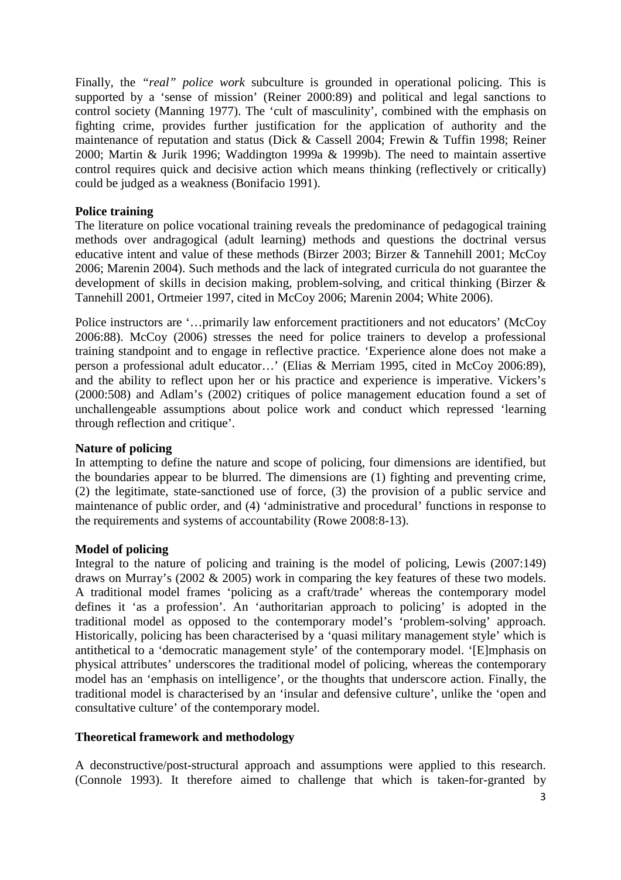Finally, the *"real" police work* subculture is grounded in operational policing. This is supported by a 'sense of mission' (Reiner 2000:89) and political and legal sanctions to control society (Manning 1977). The 'cult of masculinity', combined with the emphasis on fighting crime, provides further justification for the application of authority and the maintenance of reputation and status (Dick & Cassell 2004; Frewin & Tuffin 1998; Reiner 2000; Martin & Jurik 1996; Waddington 1999a & 1999b). The need to maintain assertive control requires quick and decisive action which means thinking (reflectively or critically) could be judged as a weakness (Bonifacio 1991).

**Police training**

The literature on police vocational training reveals the predominance of pedagogical training methods over andragogical (adult learning) methods and questions the doctrinal versus educative intent and value of these methods (Birzer 2003; Birzer & Tannehill 2001; McCoy 2006; Marenin 2004). Such methods and the lack of integrated curricula do not guarantee the development of skills in decision making, problem-solving, and critical thinking (Birzer & Tannehill 2001, Ortmeier 1997, cited in McCoy 2006; Marenin 2004; White 2006).

Police instructors are '…primarily law enforcement practitioners and not educators' (McCoy 2006:88). McCoy (2006) stresses the need for police trainers to develop a professional training standpoint and to engage in reflective practice. 'Experience alone does not make a person a professional adult educator…' (Elias & Merriam 1995, cited in McCoy 2006:89), and the ability to reflect upon her or his practice and experience is imperative. Vickers's (2000:508) and Adlam's (2002) critiques of police management education found a set of unchallengeable assumptions about police work and conduct which repressed 'learning through reflection and critique'.

**Nature of policing**

In attempting to define the nature and scope of policing, four dimensions are identified, but the boundaries appear to be blurred. The dimensions are (1) fighting and preventing crime, (2) the legitimate, state-sanctioned use of force, (3) the provision of a public service and maintenance of public order, and (4) 'administrative and procedural' functions in response to the requirements and systems of accountability (Rowe 2008:8-13).

**Model of policing**

Integral to the nature of policing and training is the model of policing, Lewis (2007:149) draws on Murray's (2002 & 2005) work in comparing the key features of these two models. A traditional model frames 'policing as a craft/trade' whereas the contemporary model defines it 'as a profession'. An 'authoritarian approach to policing' is adopted in the traditional model as opposed to the contemporary model's 'problem-solving' approach. Historically, policing has been characterised by a 'quasi military management style' which is antithetical to a 'democratic management style' of the contemporary model. '[E]mphasis on physical attributes' underscores the traditional model of policing, whereas the contemporary model has an 'emphasis on intelligence', or the thoughts that underscore action. Finally, the traditional model is characterised by an 'insular and defensive culture', unlike the 'open and consultative culture' of the contemporary model.

**Theoretical framework and methodology**

A deconstructive/post-structural approach and assumptions were applied to this research. (Connole 1993). It therefore aimed to challenge that which is taken-for-granted by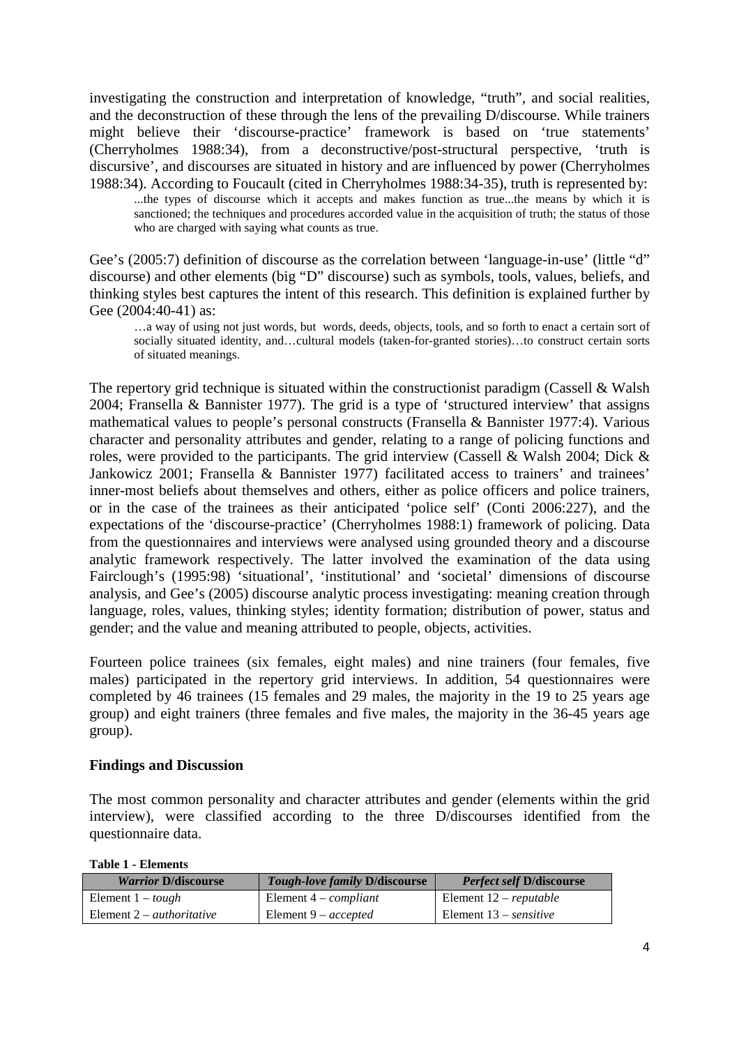investigating the construction and interpretation of knowledge, "truth", and social realities, and the deconstruction of these through the lens of the prevailing D/discourse. While trainers might believe their 'discourse-practice' framework is based on 'true statements' (Cherryholmes 1988:34), from a deconstructive/post-structural perspective, 'truth is discursive', and discourses are situated in history and are influenced by power (Cherryholmes 1988:34). According to Foucault (cited in Cherryholmes 1988:34-35), truth is represented by:

> ...the types of discourse which it accepts and makes function as true...the means by which it is sanctioned; the techniques and procedures accorded value in the acquisition of truth; the status of those who are charged with saying what counts as true.

Gee's (2005:7) definition of discourse as the correlation between 'language-in-use' (little "d" discourse) and other elements (big "D" discourse) such as symbols, tools, values, beliefs, and thinking styles best captures the intent of this research. This definition is explained further by Gee (2004:40-41) as:

> …a way of using not just words, but words, deeds, objects, tools, and so forth to enact a certain sort of socially situated identity, and…cultural models (taken-for-granted stories)…to construct certain sorts of situated meanings.

The repertory grid technique is situated within the constructionist paradigm (Cassell & Walsh 2004; Fransella & Bannister 1977). The grid is a type of 'structured interview' that assigns mathematical values to people's personal constructs (Fransella & Bannister 1977:4). Various character and personality attributes and gender, relating to a range of policing functions and roles, were provided to the participants. The grid interview (Cassell & Walsh 2004; Dick & Jankowicz 2001; Fransella & Bannister 1977) facilitated access to trainers' and trainees' inner-most beliefs about themselves and others, either as police officers and police trainers, or in the case of the trainees as their anticipated 'police self' (Conti 2006:227), and the expectations of the 'discourse-practice' (Cherryholmes 1988:1) framework of policing. Data from the questionnaires and interviews were analysed using grounded theory and a discourse analytic framework respectively. The latter involved the examination of the data using Fairclough's (1995:98) 'situational', 'institutional' and 'societal' dimensions of discourse analysis, and Gee's (2005) discourse analytic process investigating: meaning creation through language, roles, values, thinking styles; identity formation; distribution of power, status and gender; and the value and meaning attributed to people, objects, activities.

Fourteen police trainees (six females, eight males) and nine trainers (four females, five males) participated in the repertory grid interviews. In addition, 54 questionnaires were completed by 46 trainees (15 females and 29 males, the majority in the 19 to 25 years age group) and eight trainers (three females and five males, the majority in the 36-45 years age group).

## Findings and Discussion

The most common personality and character attributes and gender (elements within the grid interview), were classified according to the three D/discourses identified from the questionnaire data.

**Table 1 - Elements**

| *Warrior* D/discourse | *Tough-love family* D/discourse | *Perfect self* D/discourse |
|---|---|---|
| Element 1 – *tough* | Element 4 – *compliant* | Element 12 – *reputable* |
| Element 2 – *authoritative* | Element 9 – *accepted* | Element 13 – *sensitive* |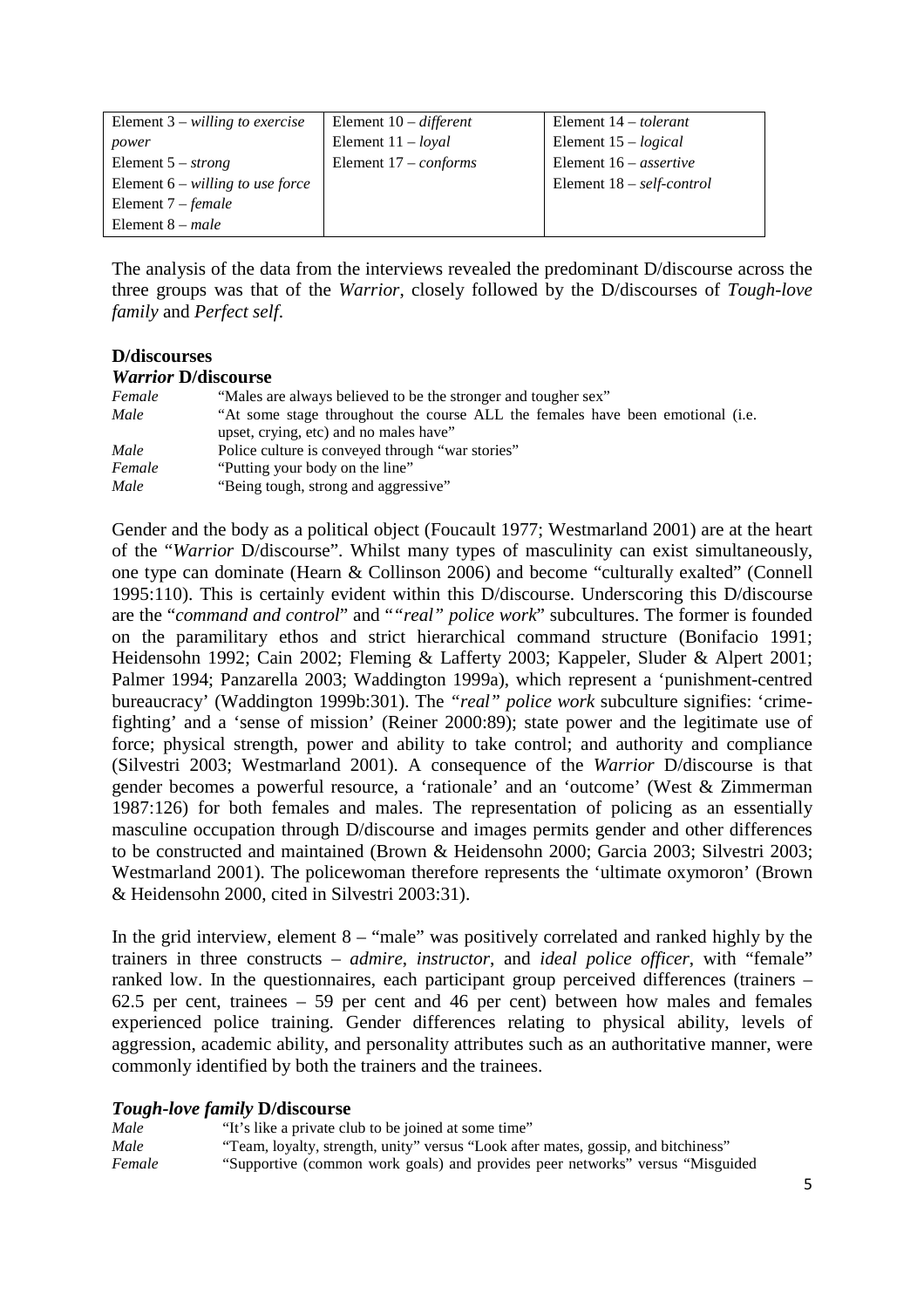| Element 3 – *willing to exercise power* | Element 10 – *different* | Element 14 – *tolerant* |
|---|---|---|
| Element 5 – *strong* | Element 11 – *loyal* | Element 15 – *logical* |
| Element 6 – *willing to use force* | Element 17 – *conforms* | Element 16 – *assertive* |
| Element 7 – *female* | | Element 18 – *self-control* |
| Element 8 – *male* | | |

The analysis of the data from the interviews revealed the predominant D/discourse across the three groups was that of the *Warrior*, closely followed by the D/discourses of *Tough-love family* and *Perfect self*.

## D/discourses

### *Warrior* D/discourse

| | |
|---|---|
| *Female* | "Males are always believed to be the stronger and tougher sex" |
| *Male* | "At some stage throughout the course ALL the females have been emotional (i.e. upset, crying, etc) and no males have" |
| *Male* | Police culture is conveyed through "war stories" |
| *Female* | "Putting your body on the line" |
| *Male* | "Being tough, strong and aggressive" |

Gender and the body as a political object (Foucault 1977; Westmarland 2001) are at the heart of the "*Warrior* D/discourse". Whilst many types of masculinity can exist simultaneously, one type can dominate (Hearn & Collinson 2006) and become "culturally exalted" (Connell 1995:110). This is certainly evident within this D/discourse. Underscoring this D/discourse are the "*command and control*" and "*"real" police work*" subcultures. The former is founded on the paramilitary ethos and strict hierarchical command structure (Bonifacio 1991; Heidensohn 1992; Cain 2002; Fleming & Lafferty 2003; Kappeler, Sluder & Alpert 2001; Palmer 1994; Panzarella 2003; Waddington 1999a), which represent a 'punishment-centred bureaucracy' (Waddington 1999b:301). The *"real" police work* subculture signifies: 'crime-fighting' and a 'sense of mission' (Reiner 2000:89); state power and the legitimate use of force; physical strength, power and ability to take control; and authority and compliance (Silvestri 2003; Westmarland 2001). A consequence of the *Warrior* D/discourse is that gender becomes a powerful resource, a 'rationale' and an 'outcome' (West & Zimmerman 1987:126) for both females and males. The representation of policing as an essentially masculine occupation through D/discourse and images permits gender and other differences to be constructed and maintained (Brown & Heidensohn 2000; Garcia 2003; Silvestri 2003; Westmarland 2001). The policewoman therefore represents the 'ultimate oxymoron' (Brown & Heidensohn 2000, cited in Silvestri 2003:31).

In the grid interview, element 8 – "male" was positively correlated and ranked highly by the trainers in three constructs – *admire*, *instructor*, and *ideal police officer*, with "female" ranked low. In the questionnaires, each participant group perceived differences (trainers – 62.5 per cent, trainees – 59 per cent and 46 per cent) between how males and females experienced police training. Gender differences relating to physical ability, levels of aggression, academic ability, and personality attributes such as an authoritative manner, were commonly identified by both the trainers and the trainees.

### *Tough-love family* D/discourse

| | |
|---|---|
| *Male* | "It's like a private club to be joined at some time" |
| *Male* | "Team, loyalty, strength, unity" versus "Look after mates, gossip, and bitchiness" |
| *Female* | "Supportive (common work goals) and provides peer networks" versus "Misguided |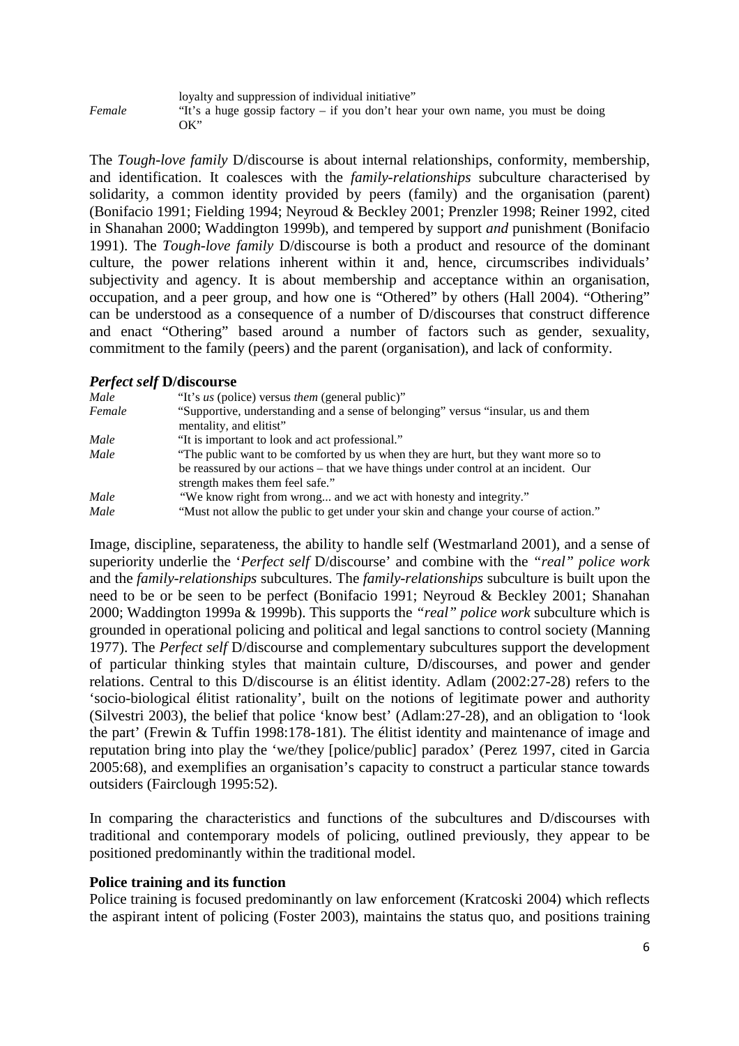| | |
|---|---|
| | loyalty and suppression of individual initiative" |
| *Female* | "It's a huge gossip factory – if you don't hear your own name, you must be doing OK" |

The *Tough-love family* D/discourse is about internal relationships, conformity, membership, and identification. It coalesces with the *family-relationships* subculture characterised by solidarity, a common identity provided by peers (family) and the organisation (parent) (Bonifacio 1991; Fielding 1994; Neyroud & Beckley 2001; Prenzler 1998; Reiner 1992, cited in Shanahan 2000; Waddington 1999b), and tempered by support *and* punishment (Bonifacio 1991). The *Tough-love family* D/discourse is both a product and resource of the dominant culture, the power relations inherent within it and, hence, circumscribes individuals' subjectivity and agency. It is about membership and acceptance within an organisation, occupation, and a peer group, and how one is "Othered" by others (Hall 2004). "Othering" can be understood as a consequence of a number of D/discourses that construct difference and enact "Othering" based around a number of factors such as gender, sexuality, commitment to the family (peers) and the parent (organisation), and lack of conformity.

### *Perfect self* D/discourse

| | |
|---|---|
| *Male* | "It's *us* (police) versus *them* (general public)" |
| *Female* | "Supportive, understanding and a sense of belonging" versus "insular, us and them mentality, and elitist" |
| *Male* | "It is important to look and act professional." |
| *Male* | "The public want to be comforted by us when they are hurt, but they want more so to be reassured by our actions – that we have things under control at an incident. Our strength makes them feel safe." |
| *Male* | "We know right from wrong... and we act with honesty and integrity." |
| *Male* | "Must not allow the public to get under your skin and change your course of action." |

Image, discipline, separateness, the ability to handle self (Westmarland 2001), and a sense of superiority underlie the '*Perfect self* D/discourse' and combine with the *"real" police work* and the *family-relationships* subcultures. The *family-relationships* subculture is built upon the need to be or be seen to be perfect (Bonifacio 1991; Neyroud & Beckley 2001; Shanahan 2000; Waddington 1999a & 1999b). This supports the *"real" police work* subculture which is grounded in operational policing and political and legal sanctions to control society (Manning 1977). The *Perfect self* D/discourse and complementary subcultures support the development of particular thinking styles that maintain culture, D/discourses, and power and gender relations. Central to this D/discourse is an élitist identity. Adlam (2002:27-28) refers to the 'socio-biological élitist rationality', built on the notions of legitimate power and authority (Silvestri 2003), the belief that police 'know best' (Adlam:27-28), and an obligation to 'look the part' (Frewin & Tuffin 1998:178-181). The élitist identity and maintenance of image and reputation bring into play the 'we/they [police/public] paradox' (Perez 1997, cited in Garcia 2005:68), and exemplifies an organisation's capacity to construct a particular stance towards outsiders (Fairclough 1995:52).

In comparing the characteristics and functions of the subcultures and D/discourses with traditional and contemporary models of policing, outlined previously, they appear to be positioned predominantly within the traditional model.

### Police training and its function

Police training is focused predominantly on law enforcement (Kratcoski 2004) which reflects the aspirant intent of policing (Foster 2003), maintains the status quo, and positions training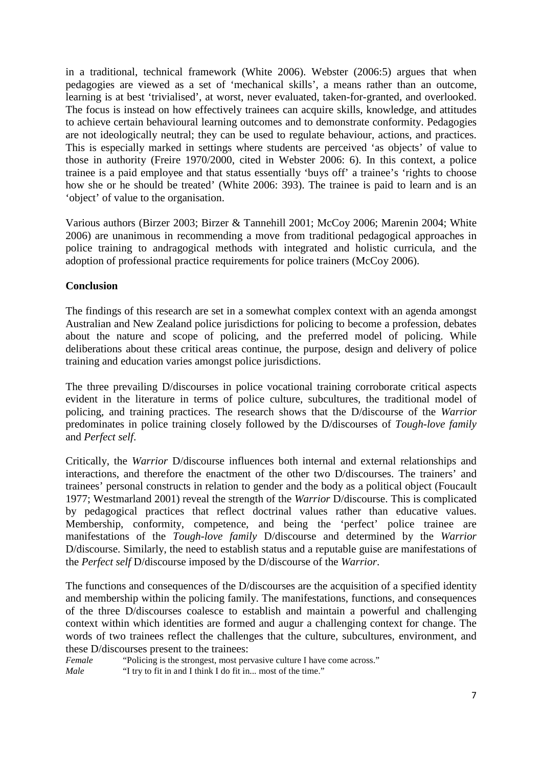in a traditional, technical framework (White 2006). Webster (2006:5) argues that when pedagogies are viewed as a set of 'mechanical skills', a means rather than an outcome, learning is at best 'trivialised', at worst, never evaluated, taken-for-granted, and overlooked. The focus is instead on how effectively trainees can acquire skills, knowledge, and attitudes to achieve certain behavioural learning outcomes and to demonstrate conformity. Pedagogies are not ideologically neutral; they can be used to regulate behaviour, actions, and practices. This is especially marked in settings where students are perceived 'as objects' of value to those in authority (Freire 1970/2000, cited in Webster 2006: 6). In this context, a police trainee is a paid employee and that status essentially 'buys off' a trainee's 'rights to choose how she or he should be treated' (White 2006: 393). The trainee is paid to learn and is an 'object' of value to the organisation.

Various authors (Birzer 2003; Birzer & Tannehill 2001; McCoy 2006; Marenin 2004; White 2006) are unanimous in recommending a move from traditional pedagogical approaches in police training to andragogical methods with integrated and holistic curricula, and the adoption of professional practice requirements for police trainers (McCoy 2006).

**Conclusion**

The findings of this research are set in a somewhat complex context with an agenda amongst Australian and New Zealand police jurisdictions for policing to become a profession, debates about the nature and scope of policing, and the preferred model of policing. While deliberations about these critical areas continue, the purpose, design and delivery of police training and education varies amongst police jurisdictions.

The three prevailing D/discourses in police vocational training corroborate critical aspects evident in the literature in terms of police culture, subcultures, the traditional model of policing, and training practices. The research shows that the D/discourse of the *Warrior* predominates in police training closely followed by the D/discourses of *Tough-love family* and *Perfect self*.

Critically, the *Warrior* D/discourse influences both internal and external relationships and interactions, and therefore the enactment of the other two D/discourses. The trainers' and trainees' personal constructs in relation to gender and the body as a political object (Foucault 1977; Westmarland 2001) reveal the strength of the *Warrior* D/discourse. This is complicated by pedagogical practices that reflect doctrinal values rather than educative values. Membership, conformity, competence, and being the 'perfect' police trainee are manifestations of the *Tough-love family* D/discourse and determined by the *Warrior* D/discourse. Similarly, the need to establish status and a reputable guise are manifestations of the *Perfect self* D/discourse imposed by the D/discourse of the *Warrior*.

The functions and consequences of the D/discourses are the acquisition of a specified identity and membership within the policing family. The manifestations, functions, and consequences of the three D/discourses coalesce to establish and maintain a powerful and challenging context within which identities are formed and augur a challenging context for change. The words of two trainees reflect the challenges that the culture, subcultures, environment, and these D/discourses present to the trainees:

*Female* "Policing is the strongest, most pervasive culture I have come across."
*Male* "I try to fit in and I think I do fit in... most of the time."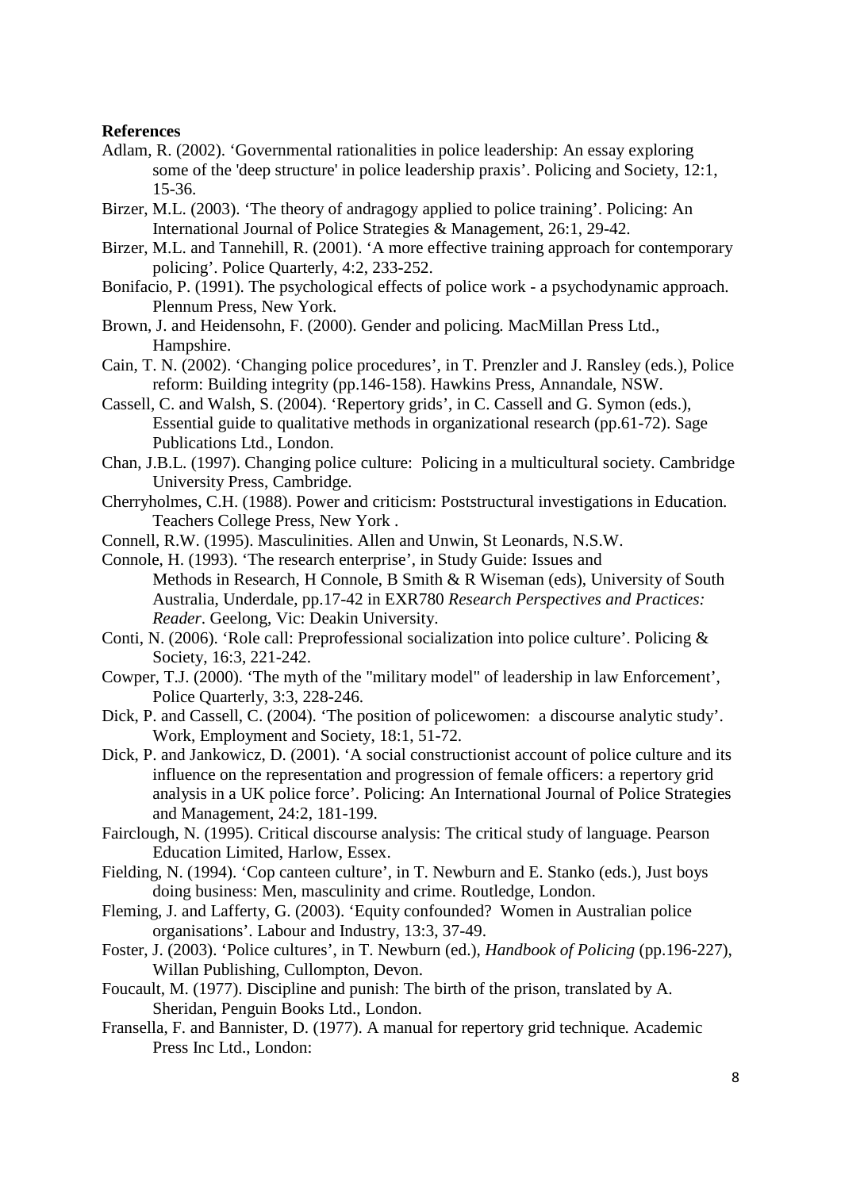**References**

Adlam, R. (2002). 'Governmental rationalities in police leadership: An essay exploring some of the 'deep structure' in police leadership praxis'. Policing and Society, 12:1, 15-36.

Birzer, M.L. (2003). 'The theory of andragogy applied to police training'. Policing: An International Journal of Police Strategies & Management, 26:1, 29-42.

Birzer, M.L. and Tannehill, R. (2001). 'A more effective training approach for contemporary policing'. Police Quarterly, 4:2, 233-252.

Bonifacio, P. (1991). The psychological effects of police work - a psychodynamic approach. Plennum Press, New York.

Brown, J. and Heidensohn, F. (2000). Gender and policing. MacMillan Press Ltd., Hampshire.

Cain, T. N. (2002). 'Changing police procedures', in T. Prenzler and J. Ransley (eds.), Police reform: Building integrity (pp.146-158). Hawkins Press, Annandale, NSW.

Cassell, C. and Walsh, S. (2004). 'Repertory grids', in C. Cassell and G. Symon (eds.), Essential guide to qualitative methods in organizational research (pp.61-72). Sage Publications Ltd., London.

Chan, J.B.L. (1997). Changing police culture: Policing in a multicultural society. Cambridge University Press, Cambridge.

Cherryholmes, C.H. (1988). Power and criticism: Poststructural investigations in Education. Teachers College Press, New York .

Connell, R.W. (1995). Masculinities. Allen and Unwin, St Leonards, N.S.W.

Connole, H. (1993). 'The research enterprise', in Study Guide: Issues and Methods in Research, H Connole, B Smith & R Wiseman (eds), University of South Australia, Underdale, pp.17-42 in EXR780 *Research Perspectives and Practices: Reader*. Geelong, Vic: Deakin University.

Conti, N. (2006). 'Role call: Preprofessional socialization into police culture'. Policing & Society, 16:3, 221-242.

Cowper, T.J. (2000). 'The myth of the "military model" of leadership in law Enforcement', Police Quarterly, 3:3, 228-246.

Dick, P. and Cassell, C. (2004). 'The position of policewomen: a discourse analytic study'. Work, Employment and Society, 18:1, 51-72.

Dick, P. and Jankowicz, D. (2001). 'A social constructionist account of police culture and its influence on the representation and progression of female officers: a repertory grid analysis in a UK police force'. Policing: An International Journal of Police Strategies and Management, 24:2, 181-199.

Fairclough, N. (1995). Critical discourse analysis: The critical study of language. Pearson Education Limited, Harlow, Essex.

Fielding, N. (1994). 'Cop canteen culture', in T. Newburn and E. Stanko (eds.), Just boys doing business: Men, masculinity and crime. Routledge, London.

Fleming, J. and Lafferty, G. (2003). 'Equity confounded? Women in Australian police organisations'. Labour and Industry, 13:3, 37-49.

Foster, J. (2003). 'Police cultures', in T. Newburn (ed.), *Handbook of Policing* (pp.196-227), Willan Publishing, Cullompton, Devon.

Foucault, M. (1977). Discipline and punish: The birth of the prison, translated by A. Sheridan, Penguin Books Ltd., London.

Fransella, F. and Bannister, D. (1977). A manual for repertory grid technique. Academic Press Inc Ltd., London: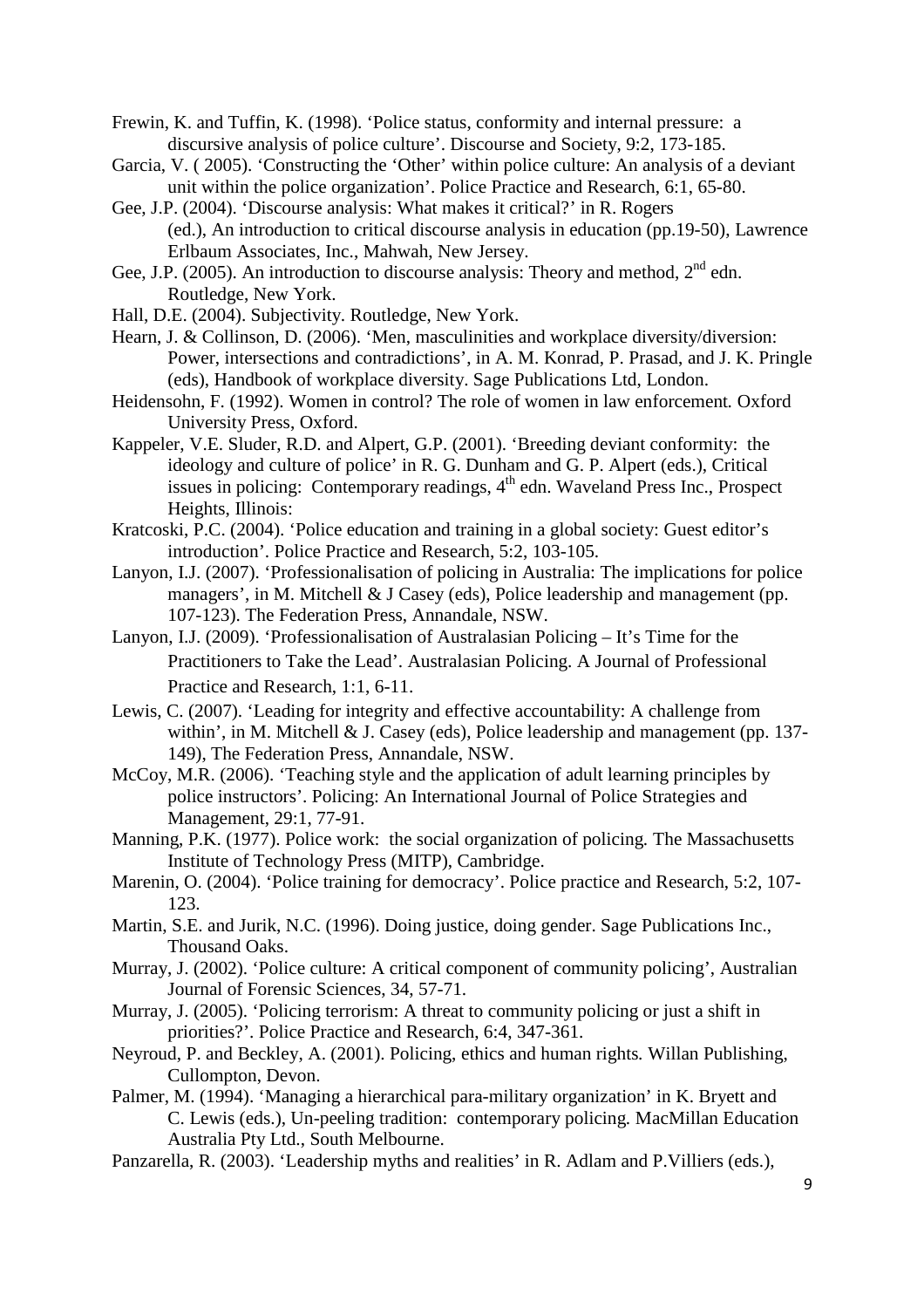Frewin, K. and Tuffin, K. (1998). 'Police status, conformity and internal pressure: a discursive analysis of police culture'. Discourse and Society, 9:2, 173-185.

Garcia, V. ( 2005). 'Constructing the 'Other' within police culture: An analysis of a deviant unit within the police organization'. Police Practice and Research, 6:1, 65-80.

Gee, J.P. (2004). 'Discourse analysis: What makes it critical?' in R. Rogers (ed.), An introduction to critical discourse analysis in education (pp.19-50), Lawrence Erlbaum Associates, Inc., Mahwah, New Jersey.

Gee, J.P. (2005). An introduction to discourse analysis: Theory and method, 2nd edn. Routledge, New York.

Hall, D.E. (2004). Subjectivity. Routledge, New York.

Hearn, J. & Collinson, D. (2006). 'Men, masculinities and workplace diversity/diversion: Power, intersections and contradictions', in A. M. Konrad, P. Prasad, and J. K. Pringle (eds), Handbook of workplace diversity. Sage Publications Ltd, London.

Heidensohn, F. (1992). Women in control? The role of women in law enforcement. Oxford University Press, Oxford.

Kappeler, V.E. Sluder, R.D. and Alpert, G.P. (2001). 'Breeding deviant conformity: the ideology and culture of police' in R. G. Dunham and G. P. Alpert (eds.), Critical issues in policing: Contemporary readings, 4th edn. Waveland Press Inc., Prospect Heights, Illinois:

Kratcoski, P.C. (2004). 'Police education and training in a global society: Guest editor's introduction'. Police Practice and Research, 5:2, 103-105.

Lanyon, I.J. (2007). 'Professionalisation of policing in Australia: The implications for police managers', in M. Mitchell & J Casey (eds), Police leadership and management (pp. 107-123). The Federation Press, Annandale, NSW.

Lanyon, I.J. (2009). 'Professionalisation of Australasian Policing – It's Time for the Practitioners to Take the Lead'. Australasian Policing. A Journal of Professional Practice and Research, 1:1, 6-11.

Lewis, C. (2007). 'Leading for integrity and effective accountability: A challenge from within', in M. Mitchell & J. Casey (eds), Police leadership and management (pp. 137-149), The Federation Press, Annandale, NSW.

McCoy, M.R. (2006). 'Teaching style and the application of adult learning principles by police instructors'. Policing: An International Journal of Police Strategies and Management, 29:1, 77-91.

Manning, P.K. (1977). Police work: the social organization of policing. The Massachusetts Institute of Technology Press (MITP), Cambridge.

Marenin, O. (2004). 'Police training for democracy'. Police practice and Research, 5:2, 107-123.

Martin, S.E. and Jurik, N.C. (1996). Doing justice, doing gender. Sage Publications Inc., Thousand Oaks.

Murray, J. (2002). 'Police culture: A critical component of community policing', Australian Journal of Forensic Sciences, 34, 57-71.

Murray, J. (2005). 'Policing terrorism: A threat to community policing or just a shift in priorities?'. Police Practice and Research, 6:4, 347-361.

Neyroud, P. and Beckley, A. (2001). Policing, ethics and human rights. Willan Publishing, Cullompton, Devon.

Palmer, M. (1994). 'Managing a hierarchical para-military organization' in K. Bryett and C. Lewis (eds.), Un-peeling tradition: contemporary policing. MacMillan Education Australia Pty Ltd., South Melbourne.

Panzarella, R. (2003). 'Leadership myths and realities' in R. Adlam and P.Villiers (eds.),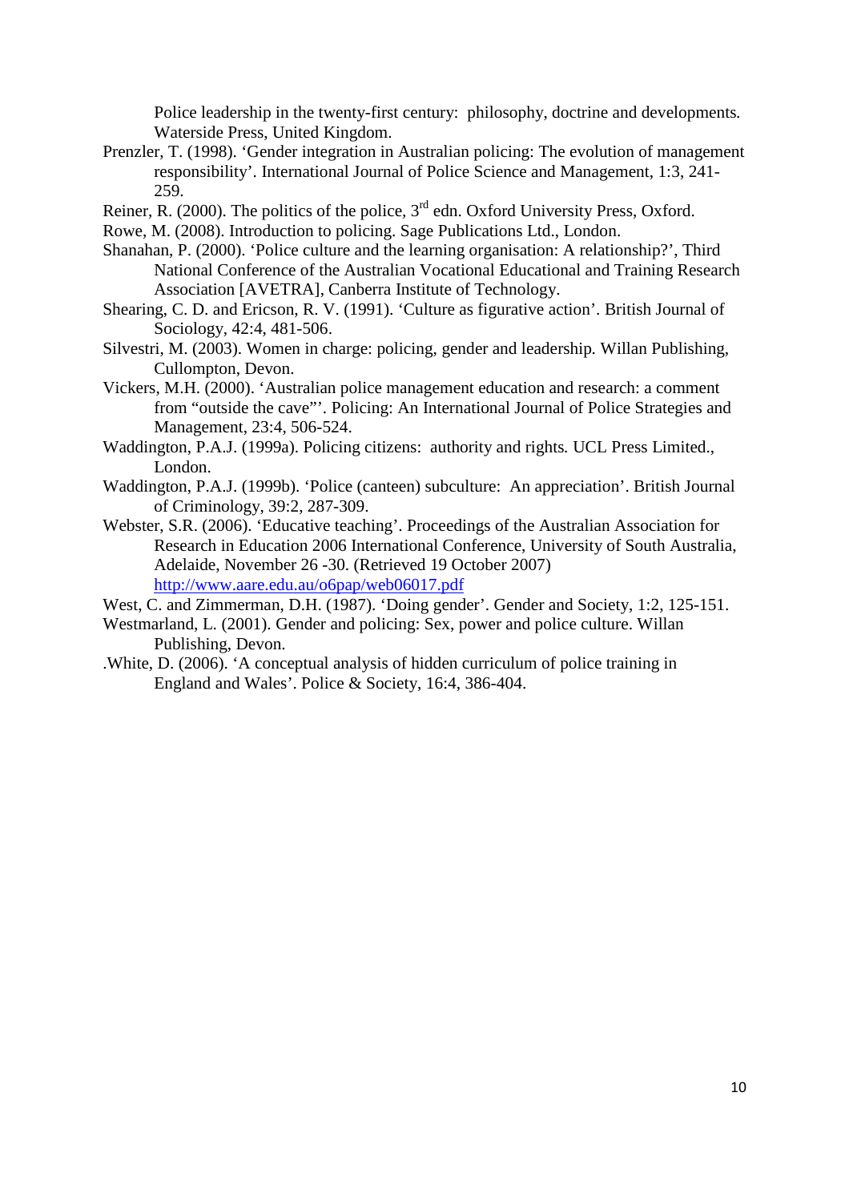Police leadership in the twenty-first century: philosophy, doctrine and developments. Waterside Press, United Kingdom.

Prenzler, T. (1998). 'Gender integration in Australian policing: The evolution of management responsibility'. International Journal of Police Science and Management, 1:3, 241-259.

Reiner, R. (2000). The politics of the police, 3rd edn. Oxford University Press, Oxford.

Rowe, M. (2008). Introduction to policing. Sage Publications Ltd., London.

Shanahan, P. (2000). 'Police culture and the learning organisation: A relationship?', Third National Conference of the Australian Vocational Educational and Training Research Association [AVETRA], Canberra Institute of Technology.

Shearing, C. D. and Ericson, R. V. (1991). 'Culture as figurative action'. British Journal of Sociology, 42:4, 481-506.

Silvestri, M. (2003). Women in charge: policing, gender and leadership. Willan Publishing, Cullompton, Devon.

Vickers, M.H. (2000). 'Australian police management education and research: a comment from "outside the cave"'. Policing: An International Journal of Police Strategies and Management, 23:4, 506-524.

Waddington, P.A.J. (1999a). Policing citizens: authority and rights. UCL Press Limited., London.

Waddington, P.A.J. (1999b). 'Police (canteen) subculture: An appreciation'. British Journal of Criminology, 39:2, 287-309.

Webster, S.R. (2006). 'Educative teaching'. Proceedings of the Australian Association for Research in Education 2006 International Conference, University of South Australia, Adelaide, November 26 -30. (Retrieved 19 October 2007) http://www.aare.edu.au/o6pap/web06017.pdf

West, C. and Zimmerman, D.H. (1987). 'Doing gender'. Gender and Society, 1:2, 125-151.

Westmarland, L. (2001). Gender and policing: Sex, power and police culture. Willan Publishing, Devon.

.White, D. (2006). 'A conceptual analysis of hidden curriculum of police training in England and Wales'. Police & Society, 16:4, 386-404.